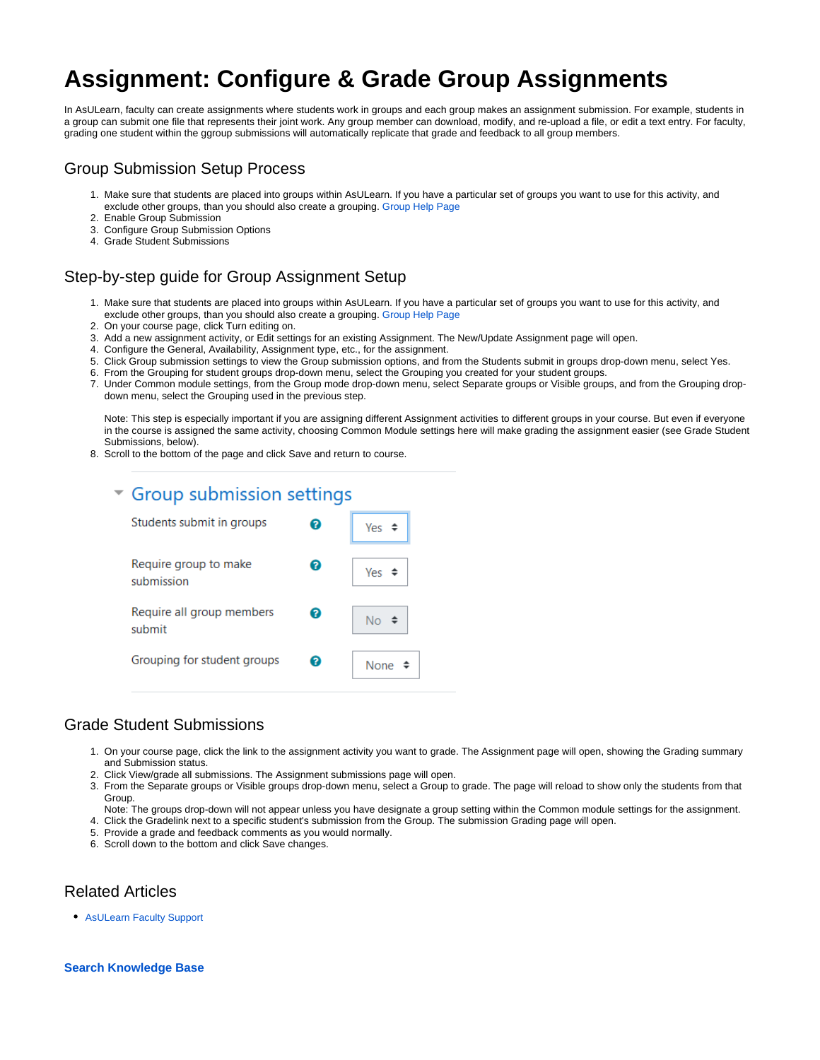# Assignment: Configure & Grade Group Assignments

In AsULearn, faculty can create assignments where students work in groups and each group makes an assignment submission. For example, students in a group can submit one file that represents their joint work. Any group member can download, modify, and re-upload a file, or edit a text entry. For faculty, grading one student within the ggroup submissions will automatically replicate that grade and feedback to all group members.

## Group Submission Setup Process

1. Make sure that students are placed into groups within AsULearn. If you have a particular set of groups you want to use for this activity, and exclude other groups, than you should also create a grouping. Group Help Page
2. Enable Group Submission
3. Configure Group Submission Options
4. Grade Student Submissions

## Step-by-step guide for Group Assignment Setup

1. Make sure that students are placed into groups within AsULearn. If you have a particular set of groups you want to use for this activity, and exclude other groups, than you should also create a grouping. Group Help Page
2. On your course page, click Turn editing on.
3. Add a new assignment activity, or Edit settings for an existing Assignment. The New/Update Assignment page will open.
4. Configure the General, Availability, Assignment type, etc., for the assignment.
5. Click Group submission settings to view the Group submission options, and from the Students submit in groups drop-down menu, select Yes.
6. From the Grouping for student groups drop-down menu, select the Grouping you created for your student groups.
7. Under Common module settings, from the Group mode drop-down menu, select Separate groups or Visible groups, and from the Grouping drop-down menu, select the Grouping used in the previous step.

   Note: This step is especially important if you are assigning different Assignment activities to different groups in your course. But even if everyone in the course is assigned the same activity, choosing Common Module settings here will make grading the assignment easier (see Grade Student Submissions, below).
8. Scroll to the bottom of the page and click Save and return to course.

**Group submission settings**

| Setting | Value |
| --- | --- |
| Students submit in groups | Yes |
| Require group to make submission | Yes |
| Require all group members submit | No |
| Grouping for student groups | None |

## Grade Student Submissions

1. On your course page, click the link to the assignment activity you want to grade. The Assignment page will open, showing the Grading summary and Submission status.
2. Click View/grade all submissions. The Assignment submissions page will open.
3. From the Separate groups or Visible groups drop-down menu, select a Group to grade. The page will reload to show only the students from that Group.
   Note: The groups drop-down will not appear unless you have designate a group setting within the Common module settings for the assignment.
4. Click the Gradelink next to a specific student's submission from the Group. The submission Grading page will open.
5. Provide a grade and feedback comments as you would normally.
6. Scroll down to the bottom and click Save changes.

## Related Articles

- AsULearn Faculty Support

**Search Knowledge Base**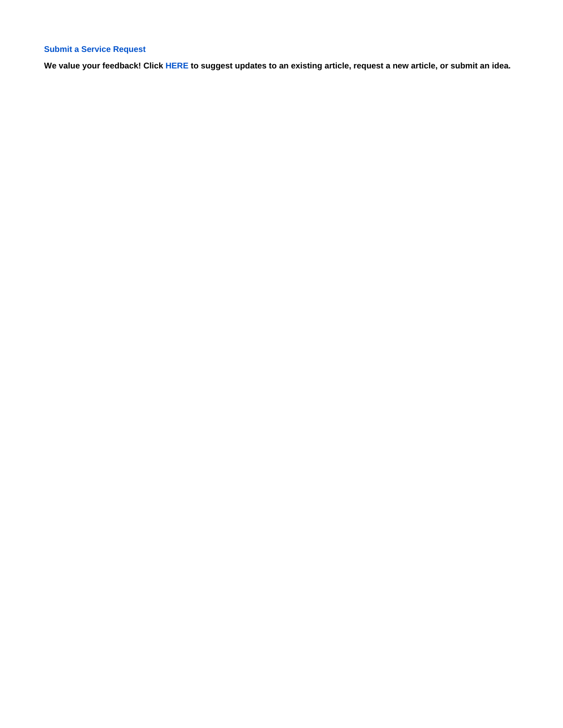**Submit a Service Request**

**We value your feedback! Click HERE to suggest updates to an existing article, request a new article, or submit an idea.**